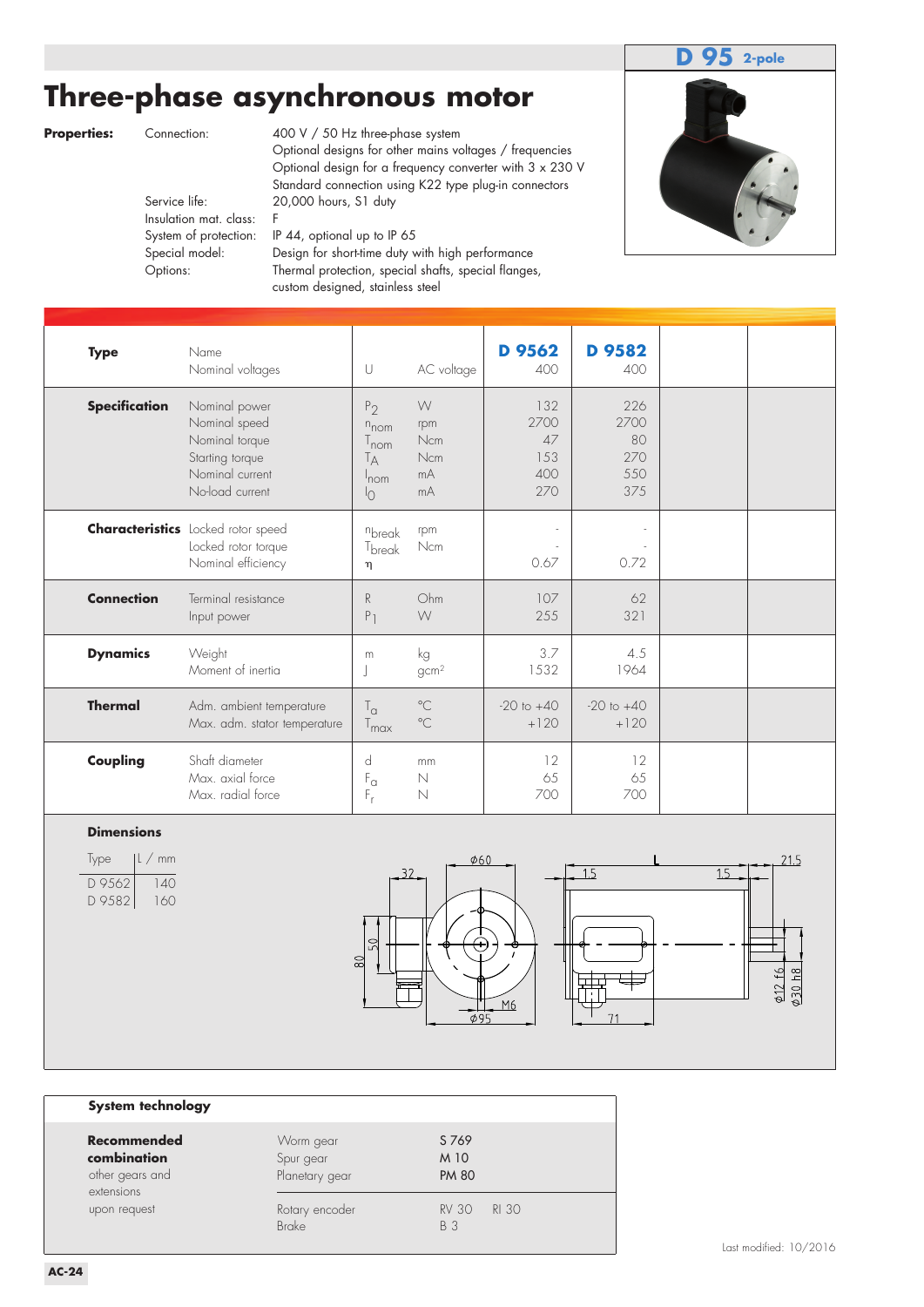**D 95** 2-pole

# Three-phase asynchronous motor

**Properties:**

| | |
|---|---|
| Connection: | 400 V / 50 Hz three-phase system<br>Optional designs for other mains voltages / frequencies<br>Optional design for a frequency converter with 3 x 230 V<br>Standard connection using K22 type plug-in connectors |
| Service life: | 20,000 hours, S1 duty |
| Insulation mat. class: | F |
| System of protection: | IP 44, optional up to IP 65 |
| Special model: | Design for short-time duty with high performance |
| Options: | Thermal protection, special shafts, special flanges, custom designed, stainless steel |

| | | | | D 9562 | D 9582 |
|---|---|---|---|---|---|
| **Type** | Name | | | **D 9562** | **D 9582** |
| | Nominal voltages | U | AC voltage | 400 | 400 |
| **Specification** | Nominal power | $P_2$ | W | 132 | 226 |
| | Nominal speed | $n_{nom}$ | rpm | 2700 | 2700 |
| | Nominal torque | $T_{nom}$ | Ncm | 47 | 80 |
| | Starting torque | $T_A$ | Ncm | 153 | 270 |
| | Nominal current | $I_{nom}$ | mA | 400 | 550 |
| | No-load current | $I_0$ | mA | 270 | 375 |
| **Characteristics** | Locked rotor speed | $n_{break}$ | rpm | - | - |
| | Locked rotor torque | $T_{break}$ | Ncm | - | - |
| | Nominal efficiency | $\eta$ | | 0.67 | 0.72 |
| **Connection** | Terminal resistance | R | Ohm | 107 | 62 |
| | Input power | $P_1$ | W | 255 | 321 |
| **Dynamics** | Weight | m | kg | 3.7 | 4.5 |
| | Moment of inertia | J | gcm² | 1532 | 1964 |
| **Thermal** | Adm. ambient temperature | $T_a$ | °C | -20 to +40 | -20 to +40 |
| | Max. adm. stator temperature | $T_{max}$ | °C | +120 | +120 |
| **Coupling** | Shaft diameter | d | mm | 12 | 12 |
| | Max. axial force | $F_a$ | N | 65 | 65 |
| | Max. radial force | $F_r$ | N | 700 | 700 |

**Dimensions**

| Type | L / mm |
|---|---|
| D 9562 | 140 |
| D 9582 | 160 |

**System technology**

| | | |
|---|---|---|
| **Recommended combination** | Worm gear | S 769 |
| other gears and extensions | Spur gear | M 10 |
| upon request | Planetary gear | PM 80 |
| | Rotary encoder | RV 30 RI 30 |
| | Brake | B 3 |

Last modified: 10/2016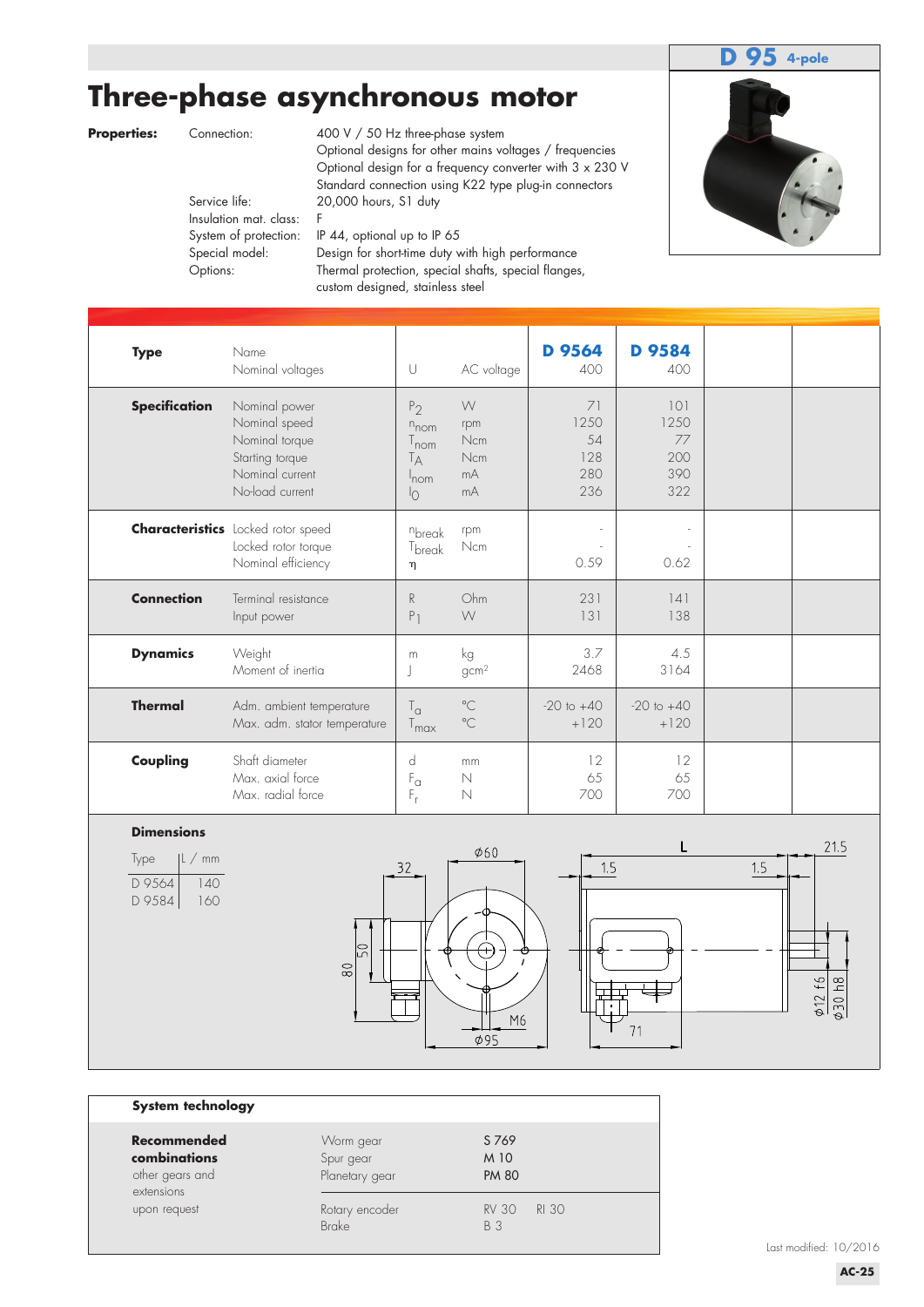# Three-phase asynchronous motor

**D 95** 4-pole

**Properties:**

| | |
|---|---|
| Connection: | 400 V / 50 Hz three-phase system<br>Optional designs for other mains voltages / frequencies<br>Optional design for a frequency converter with 3 x 230 V<br>Standard connection using K22 type plug-in connectors |
| Service life: | 20,000 hours, S1 duty |
| Insulation mat. class: | F |
| System of protection: | IP 44, optional up to IP 65 |
| Special model: | Design for short-time duty with high performance |
| Options: | Thermal protection, special shafts, special flanges, custom designed, stainless steel |

| | | | | | | | |
|---|---|---|---|---|---|---|---|
| **Type** | Name<br>Nominal voltages | <br>U | <br>AC voltage | **D 9564**<br>400 | **D 9584**<br>400 | | |
| **Specification** | Nominal power<br>Nominal speed<br>Nominal torque<br>Starting torque<br>Nominal current<br>No-load current | $P_2$<br>$n_{nom}$<br>$T_{nom}$<br>$T_A$<br>$I_{nom}$<br>$I_0$ | W<br>rpm<br>Ncm<br>Ncm<br>mA<br>mA | 71<br>1250<br>54<br>128<br>280<br>236 | 101<br>1250<br>77<br>200<br>390<br>322 | | |
| **Characteristics** | Locked rotor speed<br>Locked rotor torque<br>Nominal efficiency | $n_{break}$<br>$T_{break}$<br>$\eta$ | rpm<br>Ncm | -<br>-<br>0.59 | -<br>-<br>0.62 | | |
| **Connection** | Terminal resistance<br>Input power | R<br>$P_1$ | Ohm<br>W | 231<br>131 | 141<br>138 | | |
| **Dynamics** | Weight<br>Moment of inertia | m<br>J | kg<br>gcm² | 3.7<br>2468 | 4.5<br>3164 | | |
| **Thermal** | Adm. ambient temperature<br>Max. adm. stator temperature | $T_a$<br>$T_{max}$ | °C<br>°C | -20 to +40<br>+120 | -20 to +40<br>+120 | | |
| **Coupling** | Shaft diameter<br>Max. axial force<br>Max. radial force | d<br>$F_a$<br>$F_r$ | mm<br>N<br>N | 12<br>65<br>700 | 12<br>65<br>700 | | |

**Dimensions**

| Type | L / mm |
|---|---|
| D 9564 | 140 |
| D 9584 | 160 |

32
⌀60
50
80
M6
⌀95
L
1.5
1.5
21.5
71
⌀12 f6
⌀30 h8

**System technology**

| | | | |
|---|---|---|---|
| **Recommended combinations**<br>other gears and extensions<br>upon request | Worm gear<br>Spur gear<br>Planetary gear | S 769<br>M 10<br>**PM 80** | |
| | Rotary encoder<br>Brake | RV 30<br>B 3 | RI 30 |

Last modified: 10/2016